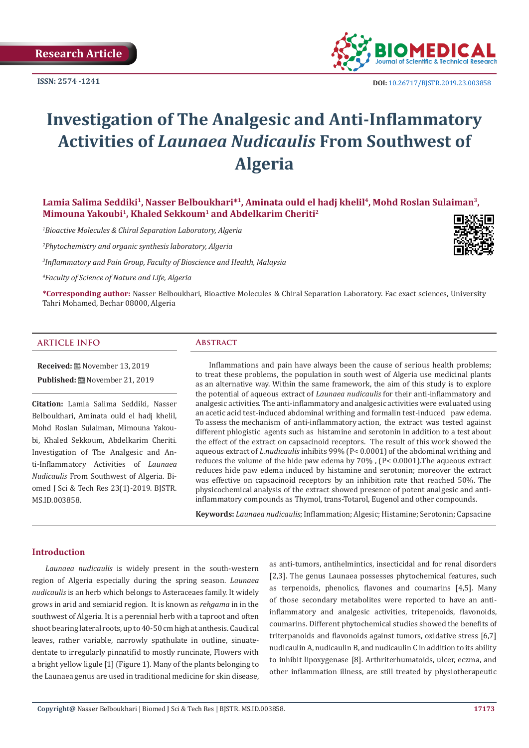Research Article

ISSN: 2574 -1241

DOI: 10.26717/BJSTR.2019.23.003858

# Investigation of The Analgesic and Anti-Inflammatory Activities of *Launaea Nudicaulis* From Southwest of Algeria

**Lamia Salima Seddiki[1], Nasser Belboukhari*[1], Aminata ould el hadj khelil[4], Mohd Roslan Sulaiman[3], Mimouna Yakoubi[1], Khaled Sekkoum[1] and Abdelkarim Cheriti[2]**

[1]*Bioactive Molecules & Chiral Separation Laboratory, Algeria*

[2]*Phytochemistry and organic synthesis laboratory, Algeria*

[3]*Inflammatory and Pain Group, Faculty of Bioscience and Health, Malaysia*

[4]*Faculty of Science of Nature and Life, Algeria*

**\*Corresponding author:** Nasser Belboukhari, Bioactive Molecules & Chiral Separation Laboratory. Fac exact sciences, University Tahri Mohamed, Bechar 08000, Algeria

## ARTICLE INFO

**Received:** November 13, 2019

**Published:** November 21, 2019

**Citation:** Lamia Salima Seddiki, Nasser Belboukhari, Aminata ould el hadj khelil, Mohd Roslan Sulaiman, Mimouna Yakoubi, Khaled Sekkoum, Abdelkarim Cheriti. Investigation of The Analgesic and Anti-Inflammatory Activities of *Launaea Nudicaulis* From Southwest of Algeria. Biomed J Sci & Tech Res 23(1)-2019. BJSTR. MS.ID.003858.

## Abstract

Inflammations and pain have always been the cause of serious health problems; to treat these problems, the population in south west of Algeria use medicinal plants as an alternative way. Within the same framework, the aim of this study is to explore the potential of aqueous extract of *Launaea nudicaulis* for their anti-inflammatory and analgesic activities. The anti-inflammatory and analgesic activities were evaluated using an acetic acid test-induced abdominal writhing and formalin test-induced paw edema. To assess the mechanism of anti-inflammatory action, the extract was tested against different phlogistic agents such as histamine and serotonin in addition to a test about the effect of the extract on capsacinoid receptors. The result of this work showed the aqueous extract of *L.nudicaulis* inhibits 99% (P< 0.0001) of the abdominal writhing and reduces the volume of the hide paw edema by 70% , (P< 0.0001).The aqueous extract reduces hide paw edema induced by histamine and serotonin; moreover the extract was effective on capsacinoid receptors by an inhibition rate that reached 50%. The physicochemical analysis of the extract showed presence of potent analgesic and anti-inflammatory compounds as Thymol, trans-Totarol, Eugenol and other compounds.

**Keywords:** *Launaea nudicaulis*; Inflammation; Algesic; Histamine; Serotonin; Capsacine

## Introduction

*Launaea nudicaulis* is widely present in the south-western region of Algeria especially during the spring season. *Launaea nudicaulis* is an herb which belongs to Asteraceaes family. It widely grows in arid and semiarid region. It is known as *rehgama* in in the southwest of Algeria. It is a perennial herb with a taproot and often shoot bearing lateral roots, up to 40-50 cm high at anthesis. Caudical leaves, rather variable, narrowly spathulate in outline, sinuate-dentate to irregularly pinnatifid to mostly runcinate, Flowers with a bright yellow ligule [1] (Figure 1). Many of the plants belonging to the Launaea genus are used in traditional medicine for skin disease, as anti-tumors, antihelmintics, insecticidal and for renal disorders [2,3]. The genus Launaea possesses phytochemical features, such as terpenoids, phenolics, flavones and coumarins [4,5]. Many of those secondary metabolites were reported to have an anti-inflammatory and analgesic activities, tritepenoids, flavonoids, coumarins. Different phytochemical studies showed the benefits of triterpanoids and flavonoids against tumors, oxidative stress [6,7] nudicaulin A, nudicaulin B, and nudicaulin C in addition to its ability to inhibit lipoxygenase [8]. Arthriterhumatoids, ulcer, eczma, and other inflammation illness, are still treated by physiotherapeutic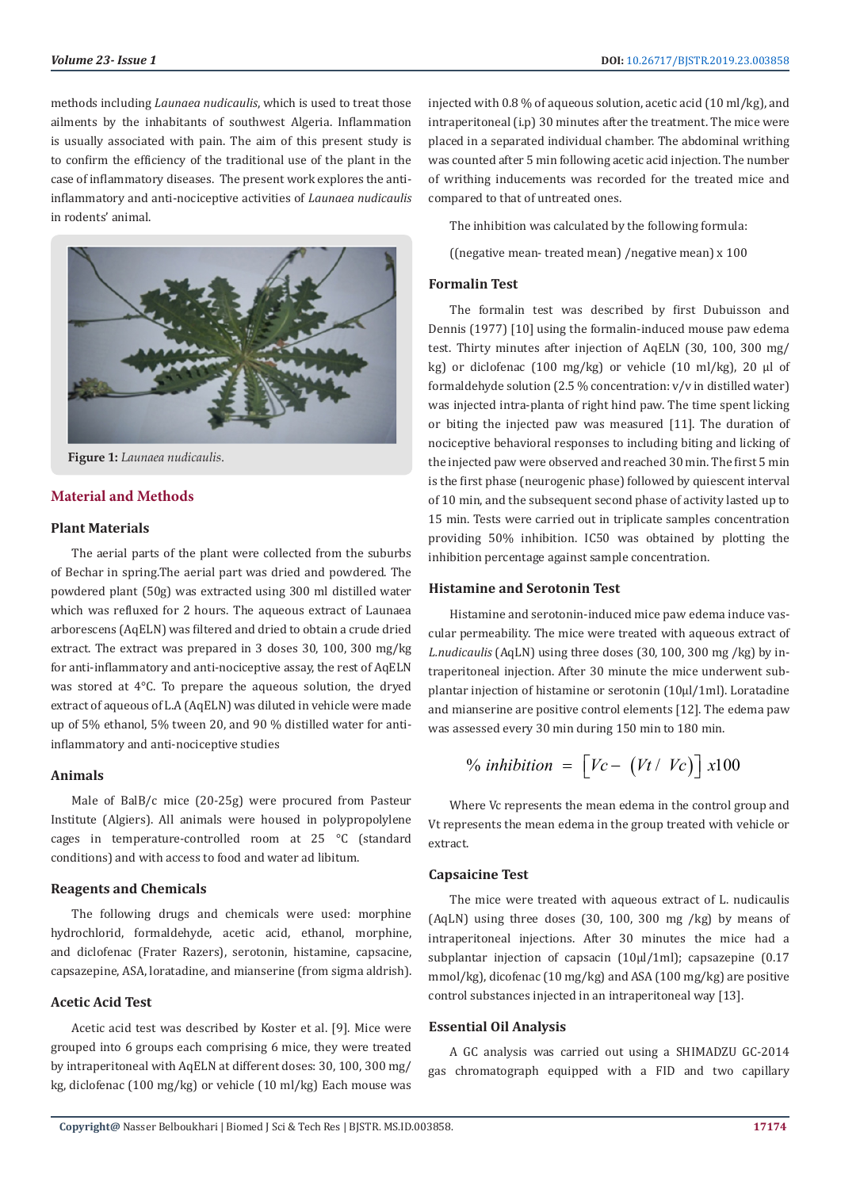methods including *Launaea nudicaulis*, which is used to treat those ailments by the inhabitants of southwest Algeria. Inflammation is usually associated with pain. The aim of this present study is to confirm the efficiency of the traditional use of the plant in the case of inflammatory diseases. The present work explores the anti-inflammatory and anti-nociceptive activities of *Launaea nudicaulis* in rodents' animal.

**Figure 1:** *Launaea nudicaulis*.

## Material and Methods

### Plant Materials

The aerial parts of the plant were collected from the suburbs of Bechar in spring.The aerial part was dried and powdered. The powdered plant (50g) was extracted using 300 ml distilled water which was refluxed for 2 hours. The aqueous extract of Launaea arborescens (AqELN) was filtered and dried to obtain a crude dried extract. The extract was prepared in 3 doses 30, 100, 300 mg/kg for anti-inflammatory and anti-nociceptive assay, the rest of AqELN was stored at 4°C. To prepare the aqueous solution, the dryed extract of aqueous of L.A (AqELN) was diluted in vehicle were made up of 5% ethanol, 5% tween 20, and 90 % distilled water for anti-inflammatory and anti-nociceptive studies

### Animals

Male of BalB/c mice (20-25g) were procured from Pasteur Institute (Algiers). All animals were housed in polypropolylene cages in temperature-controlled room at 25 °C (standard conditions) and with access to food and water ad libitum.

### Reagents and Chemicals

The following drugs and chemicals were used: morphine hydrochlorid, formaldehyde, acetic acid, ethanol, morphine, and diclofenac (Frater Razers), serotonin, histamine, capsacine, capsazepine, ASA, loratadine, and mianserine (from sigma aldrish).

### Acetic Acid Test

Acetic acid test was described by Koster et al. [9]. Mice were grouped into 6 groups each comprising 6 mice, they were treated by intraperitoneal with AqELN at different doses: 30, 100, 300 mg/kg, diclofenac (100 mg/kg) or vehicle (10 ml/kg) Each mouse was injected with 0.8 % of aqueous solution, acetic acid (10 ml/kg), and intraperitoneal (i.p) 30 minutes after the treatment. The mice were placed in a separated individual chamber. The abdominal writhing was counted after 5 min following acetic acid injection. The number of writhing inducements was recorded for the treated mice and compared to that of untreated ones.

The inhibition was calculated by the following formula:

((negative mean- treated mean) /negative mean) x 100

### Formalin Test

The formalin test was described by first Dubuisson and Dennis (1977) [10] using the formalin-induced mouse paw edema test. Thirty minutes after injection of AqELN (30, 100, 300 mg/kg) or diclofenac (100 mg/kg) or vehicle (10 ml/kg), 20 µl of formaldehyde solution (2.5 % concentration: v/v in distilled water) was injected intra-planta of right hind paw. The time spent licking or biting the injected paw was measured [11]. The duration of nociceptive behavioral responses to including biting and licking of the injected paw were observed and reached 30 min. The first 5 min is the first phase (neurogenic phase) followed by quiescent interval of 10 min, and the subsequent second phase of activity lasted up to 15 min. Tests were carried out in triplicate samples concentration providing 50% inhibition. IC50 was obtained by plotting the inhibition percentage against sample concentration.

### Histamine and Serotonin Test

Histamine and serotonin-induced mice paw edema induce vascular permeability. The mice were treated with aqueous extract of *L.nudicaulis* (AqLN) using three doses (30, 100, 300 mg /kg) by intraperitoneal injection. After 30 minute the mice underwent subplantar injection of histamine or serotonin (10µl/1ml). Loratadine and mianserine are positive control elements [12]. The edema paw was assessed every 30 min during 150 min to 180 min.

$$\%\ inhibition = \left[ Vc - \left( Vt \,/\, Vc \right) \right] x100$$

Where Vc represents the mean edema in the control group and Vt represents the mean edema in the group treated with vehicle or extract.

### Capsaicine Test

The mice were treated with aqueous extract of L. nudicaulis (AqLN) using three doses (30, 100, 300 mg /kg) by means of intraperitoneal injections. After 30 minutes the mice had a subplantar injection of capsacin (10µl/1ml); capsazepine (0.17 mmol/kg), dicofenac (10 mg/kg) and ASA (100 mg/kg) are positive control substances injected in an intraperitoneal way [13].

### Essential Oil Analysis

A GC analysis was carried out using a SHIMADZU GC-2014 gas chromatograph equipped with a FID and two capillary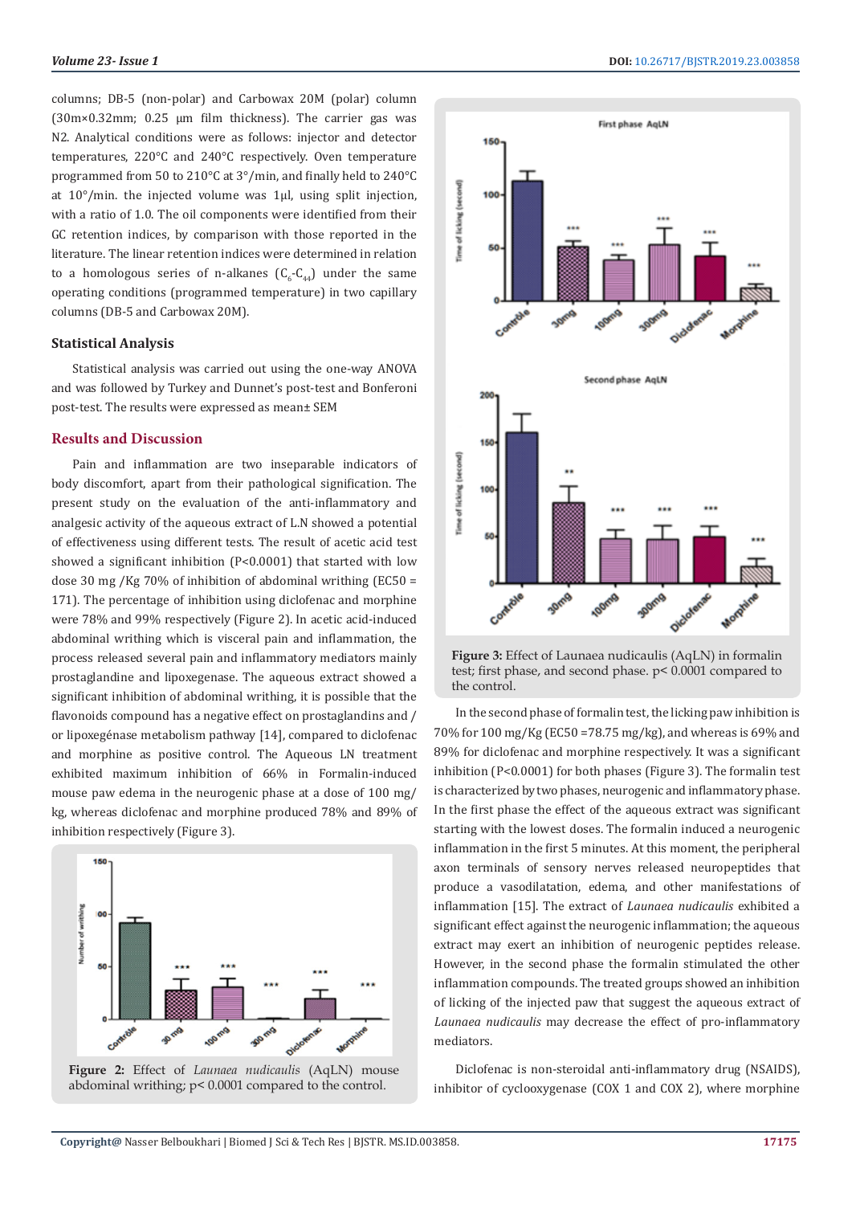columns; DB-5 (non-polar) and Carbowax 20M (polar) column (30m×0.32mm; 0.25 µm film thickness). The carrier gas was N2. Analytical conditions were as follows: injector and detector temperatures, 220°C and 240°C respectively. Oven temperature programmed from 50 to 210°C at 3°/min, and finally held to 240°C at 10°/min. the injected volume was 1µl, using split injection, with a ratio of 1.0. The oil components were identified from their GC retention indices, by comparison with those reported in the literature. The linear retention indices were determined in relation to a homologous series of n-alkanes ($C_6$-$C_{44}$) under the same operating conditions (programmed temperature) in two capillary columns (DB-5 and Carbowax 20M).

### Statistical Analysis

Statistical analysis was carried out using the one-way ANOVA and was followed by Turkey and Dunnet's post-test and Bonferoni post-test. The results were expressed as mean± SEM

## Results and Discussion

Pain and inflammation are two inseparable indicators of body discomfort, apart from their pathological signification. The present study on the evaluation of the anti-inflammatory and analgesic activity of the aqueous extract of L.N showed a potential of effectiveness using different tests. The result of acetic acid test showed a significant inhibition (P<0.0001) that started with low dose 30 mg /Kg 70% of inhibition of abdominal writhing (EC50 = 171). The percentage of inhibition using diclofenac and morphine were 78% and 99% respectively (Figure 2). In acetic acid-induced abdominal writhing which is visceral pain and inflammation, the process released several pain and inflammatory mediators mainly prostaglandine and lipoxegenase. The aqueous extract showed a significant inhibition of abdominal writhing, it is possible that the flavonoids compound has a negative effect on prostaglandins and / or lipoxegénase metabolism pathway [14], compared to diclofenac and morphine as positive control. The Aqueous LN treatment exhibited maximum inhibition of 66% in Formalin-induced mouse paw edema in the neurogenic phase at a dose of 100 mg/kg, whereas diclofenac and morphine produced 78% and 89% of inhibition respectively (Figure 3).

**Figure 2:** Effect of *Launaea nudicaulis* (AqLN) mouse abdominal writhing; p< 0.0001 compared to the control.

**Figure 3:** Effect of Launaea nudicaulis (AqLN) in formalin test; first phase, and second phase. p< 0.0001 compared to the control.

In the second phase of formalin test, the licking paw inhibition is 70% for 100 mg/Kg (EC50 =78.75 mg/kg), and whereas is 69% and 89% for diclofenac and morphine respectively. It was a significant inhibition (P<0.0001) for both phases (Figure 3). The formalin test is characterized by two phases, neurogenic and inflammatory phase. In the first phase the effect of the aqueous extract was significant starting with the lowest doses. The formalin induced a neurogenic inflammation in the first 5 minutes. At this moment, the peripheral axon terminals of sensory nerves released neuropeptides that produce a vasodilatation, edema, and other manifestations of inflammation [15]. The extract of *Launaea nudicaulis* exhibited a significant effect against the neurogenic inflammation; the aqueous extract may exert an inhibition of neurogenic peptides release. However, in the second phase the formalin stimulated the other inflammation compounds. The treated groups showed an inhibition of licking of the injected paw that suggest the aqueous extract of *Launaea nudicaulis* may decrease the effect of pro-inflammatory mediators.

Diclofenac is non-steroidal anti-inflammatory drug (NSAIDS), inhibitor of cyclooxygenase (COX 1 and COX 2), where morphine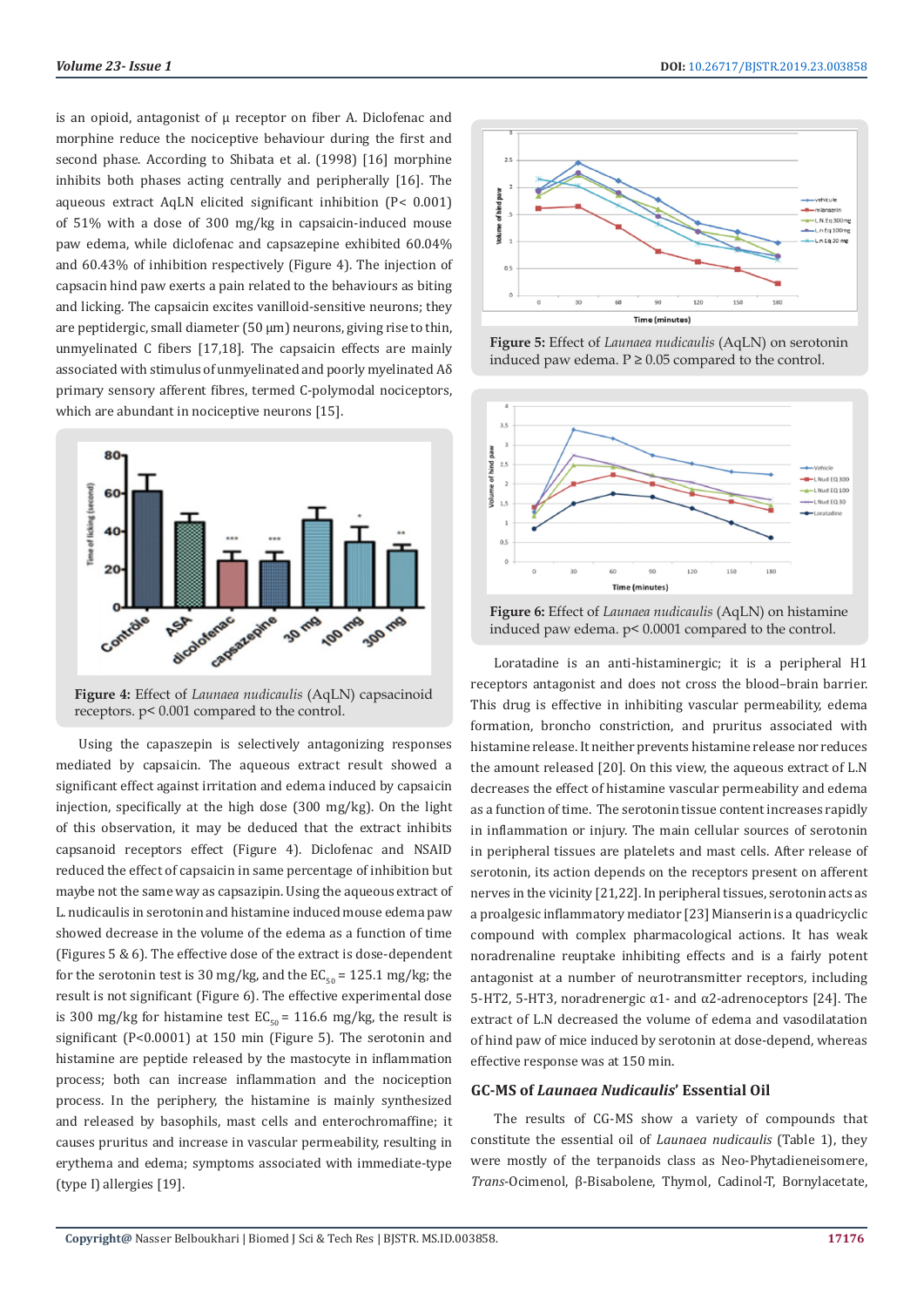is an opioid, antagonist of µ receptor on fiber A. Diclofenac and morphine reduce the nociceptive behaviour during the first and second phase. According to Shibata et al. (1998) [16] morphine inhibits both phases acting centrally and peripherally [16]. The aqueous extract AqLN elicited significant inhibition (P< 0.001) of 51% with a dose of 300 mg/kg in capsaicin-induced mouse paw edema, while diclofenac and capsazepine exhibited 60.04% and 60.43% of inhibition respectively (Figure 4). The injection of capsacin hind paw exerts a pain related to the behaviours as biting and licking. The capsaicin excites vanilloid-sensitive neurons; they are peptidergic, small diameter (50 µm) neurons, giving rise to thin, unmyelinated C fibers [17,18]. The capsaicin effects are mainly associated with stimulus of unmyelinated and poorly myelinated Aδ primary sensory afferent fibres, termed C-polymodal nociceptors, which are abundant in nociceptive neurons [15].

**Figure 4:** Effect of *Launaea nudicaulis* (AqLN) capsacinoid receptors. p< 0.001 compared to the control.

Using the capaszepin is selectively antagonizing responses mediated by capsaicin. The aqueous extract result showed a significant effect against irritation and edema induced by capsaicin injection, specifically at the high dose (300 mg/kg). On the light of this observation, it may be deduced that the extract inhibits capsanoid receptors effect (Figure 4). Diclofenac and NSAID reduced the effect of capsaicin in same percentage of inhibition but maybe not the same way as capsazipin. Using the aqueous extract of L. nudicaulis in serotonin and histamine induced mouse edema paw showed decrease in the volume of the edema as a function of time (Figures 5 & 6). The effective dose of the extract is dose-dependent for the serotonin test is 30 mg/kg, and the $EC_{50}$ = 125.1 mg/kg; the result is not significant (Figure 6). The effective experimental dose is 300 mg/kg for histamine test $EC_{50}$ = 116.6 mg/kg, the result is significant (P<0.0001) at 150 min (Figure 5). The serotonin and histamine are peptide released by the mastocyte in inflammation process; both can increase inflammation and the nociception process. In the periphery, the histamine is mainly synthesized and released by basophils, mast cells and enterochromaffine; it causes pruritus and increase in vascular permeability, resulting in erythema and edema; symptoms associated with immediate-type (type I) allergies [19].

**Figure 5:** Effect of *Launaea nudicaulis* (AqLN) on serotonin induced paw edema. P ≥ 0.05 compared to the control.

**Figure 6:** Effect of *Launaea nudicaulis* (AqLN) on histamine induced paw edema. p< 0.0001 compared to the control.

Loratadine is an anti-histaminergic; it is a peripheral H1 receptors antagonist and does not cross the blood–brain barrier. This drug is effective in inhibiting vascular permeability, edema formation, broncho constriction, and pruritus associated with histamine release. It neither prevents histamine release nor reduces the amount released [20]. On this view, the aqueous extract of L.N decreases the effect of histamine vascular permeability and edema as a function of time. The serotonin tissue content increases rapidly in inflammation or injury. The main cellular sources of serotonin in peripheral tissues are platelets and mast cells. After release of serotonin, its action depends on the receptors present on afferent nerves in the vicinity [21,22]. In peripheral tissues, serotonin acts as a proalgesic inflammatory mediator [23] Mianserin is a quadricyclic compound with complex pharmacological actions. It has weak noradrenaline reuptake inhibiting effects and is a fairly potent antagonist at a number of neurotransmitter receptors, including 5-HT2, 5-HT3, noradrenergic α1- and α2-adrenoceptors [24]. The extract of L.N decreased the volume of edema and vasodilatation of hind paw of mice induced by serotonin at dose-depend, whereas effective response was at 150 min.

### GC-MS of *Launaea Nudicaulis*' Essential Oil

The results of CG-MS show a variety of compounds that constitute the essential oil of *Launaea nudicaulis* (Table 1), they were mostly of the terpanoids class as Neo-Phytadieneisomere, *Trans*-Ocimenol, β-Bisabolene, Thymol, Cadinol-T, Bornylacetate,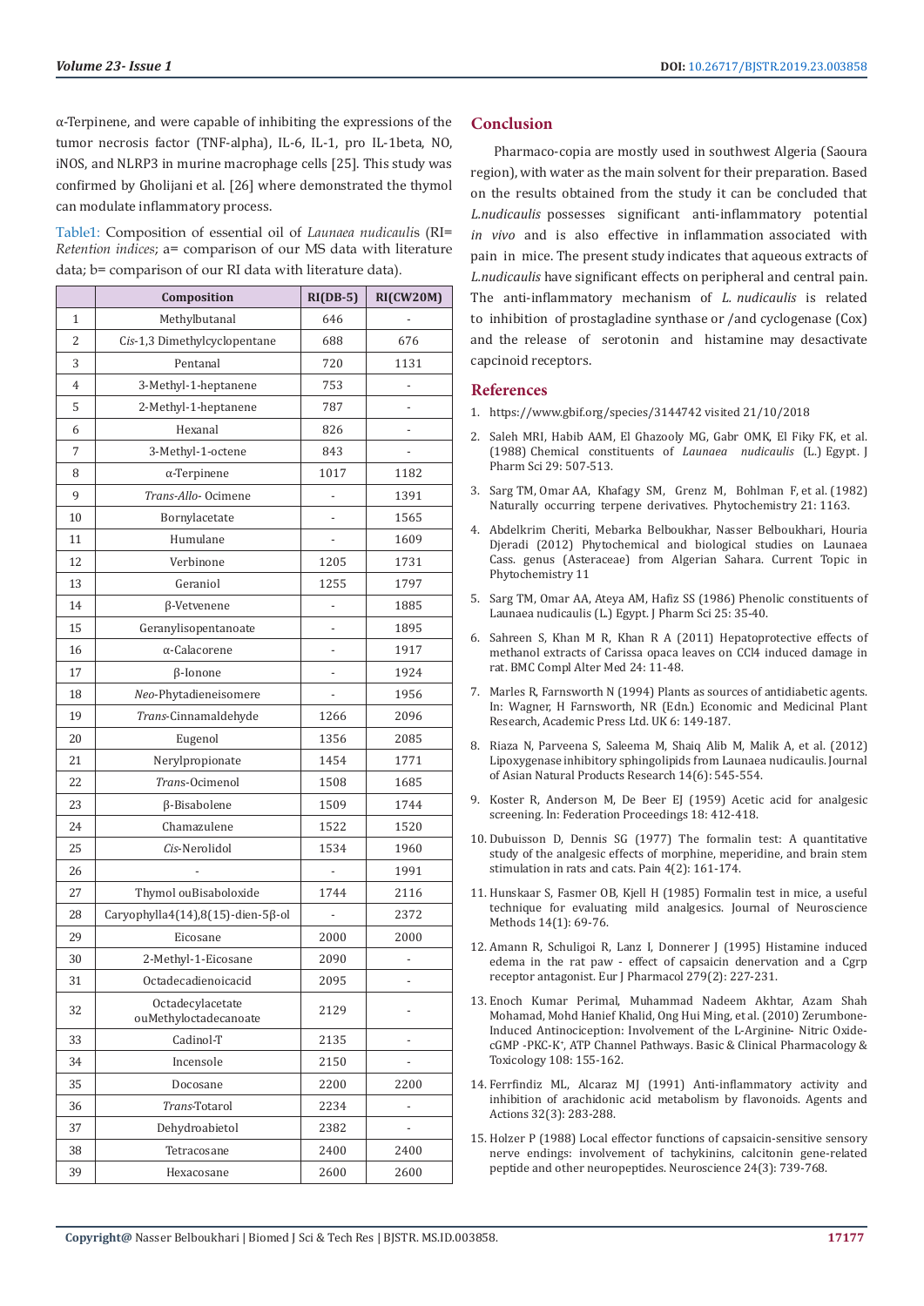α-Terpinene, and were capable of inhibiting the expressions of the tumor necrosis factor (TNF-alpha), IL-6, IL-1, pro IL-1beta, NO, iNOS, and NLRP3 in murine macrophage cells [25]. This study was confirmed by Gholijani et al. [26] where demonstrated the thymol can modulate inflammatory process.

Table1: Composition of essential oil of *Launaea nudicaulis* (RI= *Retention indices*; a= comparison of our MS data with literature data; b= comparison of our RI data with literature data).

| | Composition | RI(DB-5) | RI(CW20M) |
|---|---|---|---|
| 1 | Methylbutanal | 646 | - |
| 2 | *Cis*-1,3 Dimethylcyclopentane | 688 | 676 |
| 3 | Pentanal | 720 | 1131 |
| 4 | 3-Methyl-1-heptanene | 753 | - |
| 5 | 2-Methyl-1-heptanene | 787 | - |
| 6 | Hexanal | 826 | - |
| 7 | 3-Methyl-1-octene | 843 | - |
| 8 | α-Terpinene | 1017 | 1182 |
| 9 | *Trans-Allo*- Ocimene | - | 1391 |
| 10 | Bornylacetate | - | 1565 |
| 11 | Humulane | - | 1609 |
| 12 | Verbinone | 1205 | 1731 |
| 13 | Geraniol | 1255 | 1797 |
| 14 | β-Vetvenene | - | 1885 |
| 15 | Geranylisopentanoate | - | 1895 |
| 16 | α-Calacorene | - | 1917 |
| 17 | β-Ionone | - | 1924 |
| 18 | *Neo*-Phytadieneisomere | - | 1956 |
| 19 | *Trans*-Cinnamaldehyde | 1266 | 2096 |
| 20 | Eugenol | 1356 | 2085 |
| 21 | Nerylpropionate | 1454 | 1771 |
| 22 | *Trans*-Ocimenol | 1508 | 1685 |
| 23 | β-Bisabolene | 1509 | 1744 |
| 24 | Chamazulene | 1522 | 1520 |
| 25 | *Cis*-Nerolidol | 1534 | 1960 |
| 26 | - | - | 1991 |
| 27 | Thymol ouBisaboloxide | 1744 | 2116 |
| 28 | Caryophylla4(14),8(15)-dien-5β-ol | - | 2372 |
| 29 | Eicosane | 2000 | 2000 |
| 30 | 2-Methyl-1-Eicosane | 2090 | - |
| 31 | Octadecadienoicacid | 2095 | - |
| 32 | Octadecylacetate ouMethyloctadecanoate | 2129 | - |
| 33 | Cadinol-T | 2135 | - |
| 34 | Incensole | 2150 | - |
| 35 | Docosane | 2200 | 2200 |
| 36 | *Trans*-Totarol | 2234 | - |
| 37 | Dehydroabietol | 2382 | - |
| 38 | Tetracosane | 2400 | 2400 |
| 39 | Hexacosane | 2600 | 2600 |

## Conclusion

Pharmaco-copia are mostly used in southwest Algeria (Saoura region), with water as the main solvent for their preparation. Based on the results obtained from the study it can be concluded that *L.nudicaulis* possesses significant anti-inflammatory potential *in vivo* and is also effective in inflammation associated with pain in mice. The present study indicates that aqueous extracts of *L.nudicaulis* have significant effects on peripheral and central pain. The anti-inflammatory mechanism of *L. nudicaulis* is related to inhibition of prostagladine synthase or /and cyclogenase (Cox) and the release of serotonin and histamine may desactivate capcinoid receptors.

## References

1. https://www.gbif.org/species/3144742 visited 21/10/2018
2. Saleh MRI, Habib AAM, El Ghazooly MG, Gabr OMK, El Fiky FK, et al. (1988) Chemical constituents of *Launaea nudicaulis* (L.) Egypt. J Pharm Sci 29: 507-513.
3. Sarg TM, Omar AA, Khafagy SM, Grenz M, Bohlman F, et al. (1982) Naturally occurring terpene derivatives. Phytochemistry 21: 1163.
4. Abdelkrim Cheriti, Mebarka Belboukhar, Nasser Belboukhari, Houria Djeradi (2012) Phytochemical and biological studies on Launaea Cass. genus (Asteraceae) from Algerian Sahara. Current Topic in Phytochemistry 11
5. Sarg TM, Omar AA, Ateya AM, Hafiz SS (1986) Phenolic constituents of Launaea nudicaulis (L.) Egypt. J Pharm Sci 25: 35-40.
6. Sahreen S, Khan M R, Khan R A (2011) Hepatoprotective effects of methanol extracts of Carissa opaca leaves on CCl4 induced damage in rat. BMC Compl Alter Med 24: 11-48.
7. Marles R, Farnsworth N (1994) Plants as sources of antidiabetic agents. In: Wagner, H Farnsworth, NR (Edn.) Economic and Medicinal Plant Research, Academic Press Ltd. UK 6: 149-187.
8. Riaza N, Parveena S, Saleema M, Shaiq Alib M, Malik A, et al. (2012) Lipoxygenase inhibitory sphingolipids from Launaea nudicaulis. Journal of Asian Natural Products Research 14(6): 545-554.
9. Koster R, Anderson M, De Beer EJ (1959) Acetic acid for analgesic screening. In: Federation Proceedings 18: 412-418.
10. Dubuisson D, Dennis SG (1977) The formalin test: A quantitative study of the analgesic effects of morphine, meperidine, and brain stem stimulation in rats and cats. Pain 4(2): 161-174.
11. Hunskaar S, Fasmer OB, Kjell H (1985) Formalin test in mice, a useful technique for evaluating mild analgesics. Journal of Neuroscience Methods 14(1): 69-76.
12. Amann R, Schuligoi R, Lanz I, Donnerer J (1995) Histamine induced edema in the rat paw - effect of capsaicin denervation and a Cgrp receptor antagonist. Eur J Pharmacol 279(2): 227-231.
13. Enoch Kumar Perimal, Muhammad Nadeem Akhtar, Azam Shah Mohamad, Mohd Hanief Khalid, Ong Hui Ming, et al. (2010) Zerumbone-Induced Antinociception: Involvement of the L-Arginine- Nitric Oxide-cGMP -PKC-K+, ATP Channel Pathways. Basic & Clinical Pharmacology & Toxicology 108: 155-162.
14. Ferrfindiz ML, Alcaraz MJ (1991) Anti-inflammatory activity and inhibition of arachidonic acid metabolism by flavonoids. Agents and Actions 32(3): 283-288.
15. Holzer P (1988) Local effector functions of capsaicin-sensitive sensory nerve endings: involvement of tachykinins, calcitonin gene-related peptide and other neuropeptides. Neuroscience 24(3): 739-768.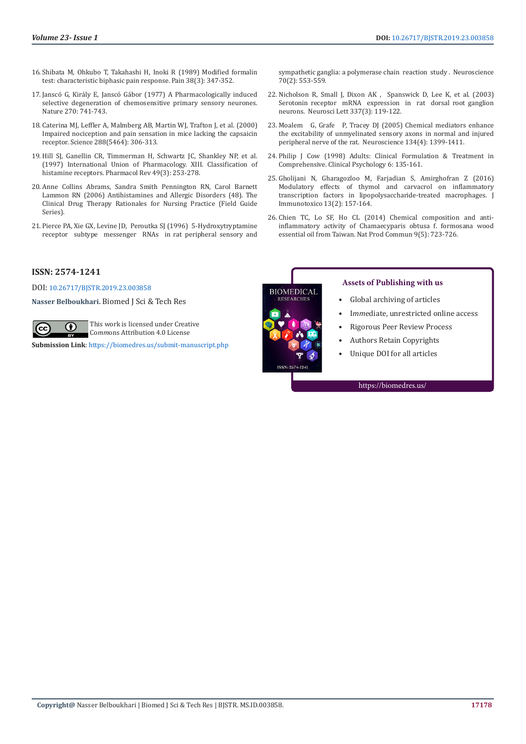16. Shibata M, Ohkubo T, Takahashi H, Inoki R (1989) Modified formalin test: characteristic biphasic pain response. Pain 38(3): 347-352.
17. Janscó G, Király E, Janscó Gábor (1977) A Pharmacologically induced selective degeneration of chemosensitive primary sensory neurones. Nature 270: 741-743.
18. Caterina MJ, Leffler A, Malmberg AB, Martin WJ, Trafton J, et al. (2000) Impaired nociception and pain sensation in mice lacking the capsaicin receptor. Science 288(5464): 306-313.
19. Hill SJ, Ganellin CR, Timmerman H, Schwartz JC, Shankley NP, et al. (1997) International Union of Pharmacology. XIII. Classification of histamine receptors. Pharmacol Rev 49(3): 253-278.
20. Anne Collins Abrams, Sandra Smith Pennington RN, Carol Barnett Lammon RN (2006) Antihistamines and Allergic Disorders (48). The Clinical Drug Therapy Rationales for Nursing Practice (Field Guide Series).
21. Pierce PA, Xie GX, Levine JD, Peroutka SJ (1996) 5-Hydroxytryptamine receptor subtype messenger RNAs in rat peripheral sensory and sympathetic ganglia: a polymerase chain reaction study. Neuroscience 70(2): 553-559.
22. Nicholson R, Small J, Dixon AK, Spanswick D, Lee K, et al. (2003) Serotonin receptor mRNA expression in rat dorsal root ganglion neurons. Neurosci Lett 337(3): 119-122.
23. Moalem G, Grafe P, Tracey DJ (2005) Chemical mediators enhance the excitability of unmyelinated sensory axons in normal and injured peripheral nerve of the rat. Neuroscience 134(4): 1399-1411.
24. Philip J Cow (1998) Adults: Clinical Formulation & Treatment in Comprehensive. Clinical Psychology 6: 135-161.
25. Gholijani N, Gharagozloo M, Farjadian S, Amirghofran Z (2016) Modulatory effects of thymol and carvacrol on inflammatory transcription factors in lipopolysaccharide-treated macrophages. J Immunotoxico 13(2): 157-164.
26. Chien TC, Lo SF, Ho CL (2014) Chemical composition and anti-inflammatory activity of Chamaecyparis obtusa f. formosana wood essential oil from Taiwan. Nat Prod Commun 9(5): 723-726.

**ISSN: 2574-1241**

DOI: 10.26717/BJSTR.2019.23.003858

**Nasser Belboukhari.** Biomed J Sci & Tech Res

This work is licensed under Creative Commons Attribution 4.0 License

**Submission Link**: https://biomedres.us/submit-manuscript.php

**Assets of Publishing with us**

- Global archiving of articles
- Immediate, unrestricted online access
- Rigorous Peer Review Process
- Authors Retain Copyrights
- Unique DOI for all articles

https://biomedres.us/